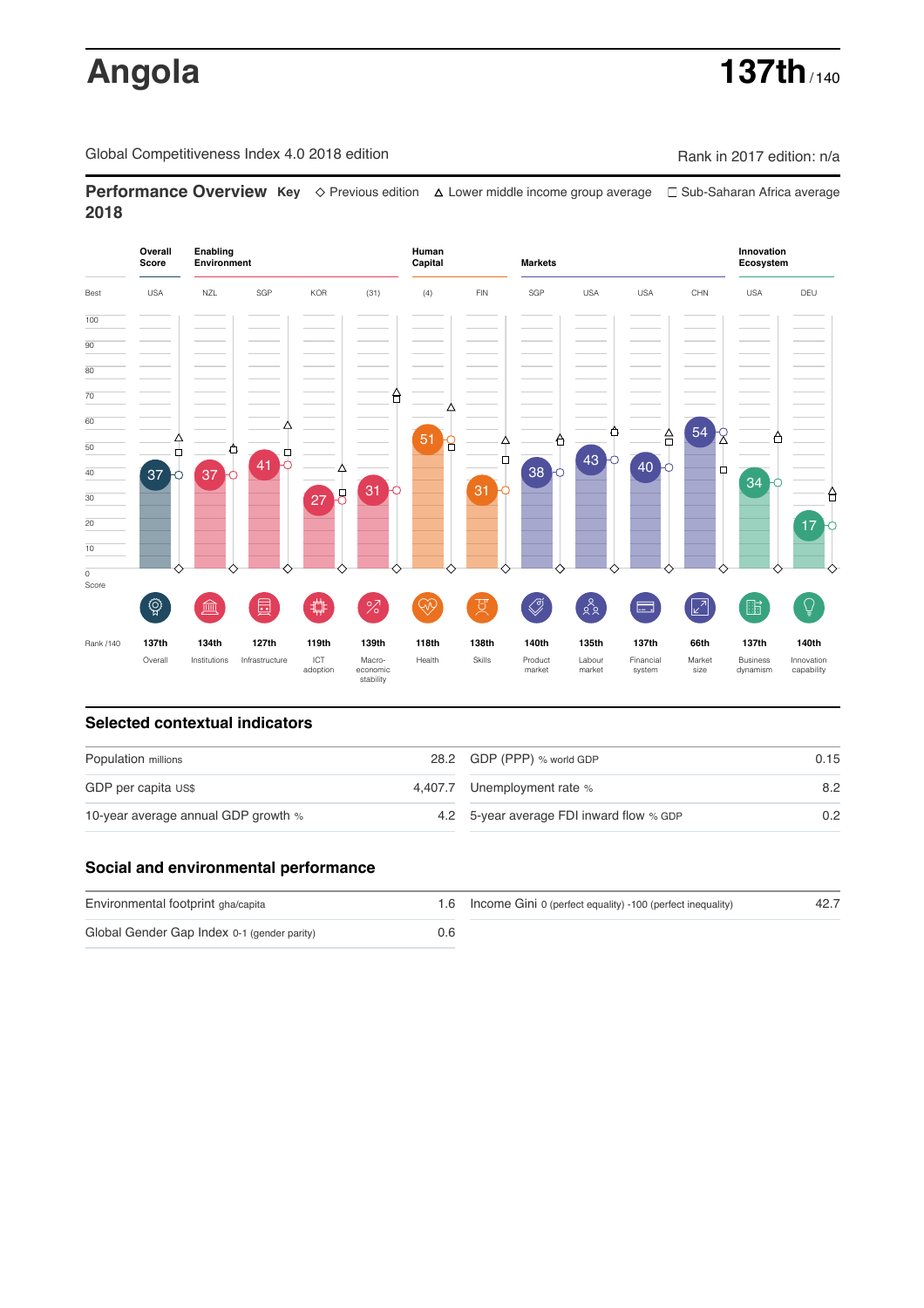# Angola

**137th** / 140

Global Competitiveness Index 4.0 2018 edition

Rank in 2017 edition: n/a

## Performance Overview 2018

**Key** ◇ Previous edition △ Lower middle income group average □ Sub-Saharan Africa average

| | Overall Score | Enabling Environment | | | | Human Capital | | Markets | | | | Innovation Ecosystem | |
|---|---|---|---|---|---|---|---|---|---|---|---|---|---|
| Best | USA | NZL | SGP | KOR | (31) | (4) | FIN | SGP | USA | USA | CHN | USA | DEU |
| Score | 37 | 37 | 41 | 27 | 31 | 51 | 31 | 38 | 43 | 40 | 54 | 34 | 17 |
| Rank /140 | 137th | 134th | 127th | 119th | 139th | 118th | 138th | 140th | 135th | 137th | 66th | 137th | 140th |
| | Overall | Institutions | Infrastructure | ICT adoption | Macro-economic stability | Health | Skills | Product market | Labour market | Financial system | Market size | Business dynamism | Innovation capability |

## Selected contextual indicators

| Indicator | Value | Indicator | Value |
|---|---|---|---|
| Population millions | 28.2 | GDP (PPP) % world GDP | 0.15 |
| GDP per capita US$ | 4,407.7 | Unemployment rate % | 8.2 |
| 10-year average annual GDP growth % | 4.2 | 5-year average FDI inward flow % GDP | 0.2 |

## Social and environmental performance

| Indicator | Value | Indicator | Value |
|---|---|---|---|
| Environmental footprint gha/capita | 1.6 | Income Gini 0 (perfect equality) -100 (perfect inequality) | 42.7 |
| Global Gender Gap Index 0-1 (gender parity) | 0.6 | | |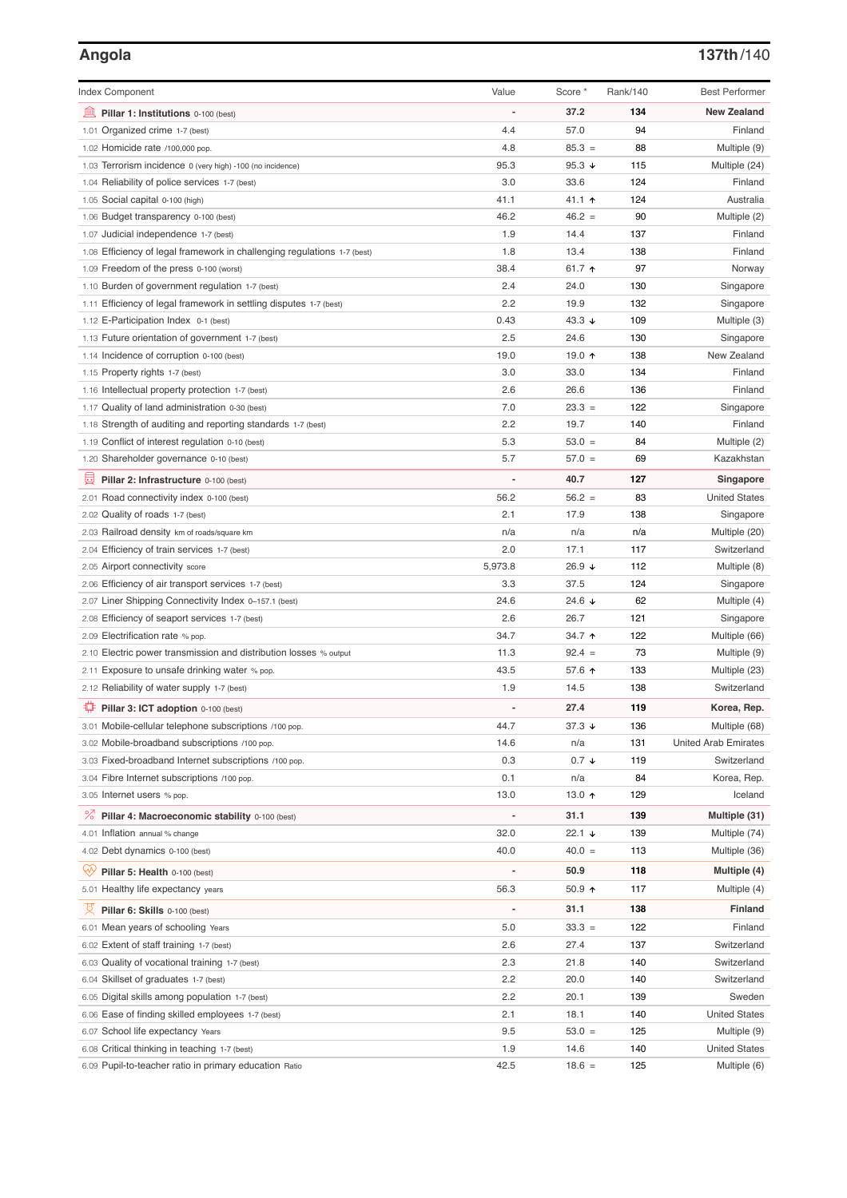## Angola

**137th/140**

| Index Component | Value | Score * | Rank/140 | Best Performer |
|---|---|---|---|---|
| **Pillar 1: Institutions** 0-100 (best) | - | **37.2** | **134** | **New Zealand** |
| 1.01 Organized crime 1-7 (best) | 4.4 | 57.0 | 94 | Finland |
| 1.02 Homicide rate /100,000 pop. | 4.8 | 85.3 = | 88 | Multiple (9) |
| 1.03 Terrorism incidence 0 (very high) -100 (no incidence) | 95.3 | 95.3 ↓ | 115 | Multiple (24) |
| 1.04 Reliability of police services 1-7 (best) | 3.0 | 33.6 | 124 | Finland |
| 1.05 Social capital 0-100 (high) | 41.1 | 41.1 ↑ | 124 | Australia |
| 1.06 Budget transparency 0-100 (best) | 46.2 | 46.2 = | 90 | Multiple (2) |
| 1.07 Judicial independence 1-7 (best) | 1.9 | 14.4 | 137 | Finland |
| 1.08 Efficiency of legal framework in challenging regulations 1-7 (best) | 1.8 | 13.4 | 138 | Finland |
| 1.09 Freedom of the press 0-100 (worst) | 38.4 | 61.7 ↑ | 97 | Norway |
| 1.10 Burden of government regulation 1-7 (best) | 2.4 | 24.0 | 130 | Singapore |
| 1.11 Efficiency of legal framework in settling disputes 1-7 (best) | 2.2 | 19.9 | 132 | Singapore |
| 1.12 E-Participation Index 0-1 (best) | 0.43 | 43.3 ↓ | 109 | Multiple (3) |
| 1.13 Future orientation of government 1-7 (best) | 2.5 | 24.6 | 130 | Singapore |
| 1.14 Incidence of corruption 0-100 (best) | 19.0 | 19.0 ↑ | 138 | New Zealand |
| 1.15 Property rights 1-7 (best) | 3.0 | 33.0 | 134 | Finland |
| 1.16 Intellectual property protection 1-7 (best) | 2.6 | 26.6 | 136 | Finland |
| 1.17 Quality of land administration 0-30 (best) | 7.0 | 23.3 = | 122 | Singapore |
| 1.18 Strength of auditing and reporting standards 1-7 (best) | 2.2 | 19.7 | 140 | Finland |
| 1.19 Conflict of interest regulation 0-10 (best) | 5.3 | 53.0 = | 84 | Multiple (2) |
| 1.20 Shareholder governance 0-10 (best) | 5.7 | 57.0 = | 69 | Kazakhstan |
| **Pillar 2: Infrastructure** 0-100 (best) | - | **40.7** | **127** | **Singapore** |
| 2.01 Road connectivity index 0-100 (best) | 56.2 | 56.2 = | 83 | United States |
| 2.02 Quality of roads 1-7 (best) | 2.1 | 17.9 | 138 | Singapore |
| 2.03 Railroad density km of roads/square km | n/a | n/a | n/a | Multiple (20) |
| 2.04 Efficiency of train services 1-7 (best) | 2.0 | 17.1 | 117 | Switzerland |
| 2.05 Airport connectivity score | 5,973.8 | 26.9 ↓ | 112 | Multiple (8) |
| 2.06 Efficiency of air transport services 1-7 (best) | 3.3 | 37.5 | 124 | Singapore |
| 2.07 Liner Shipping Connectivity Index 0–157.1 (best) | 24.6 | 24.6 ↓ | 62 | Multiple (4) |
| 2.08 Efficiency of seaport services 1-7 (best) | 2.6 | 26.7 | 121 | Singapore |
| 2.09 Electrification rate % pop. | 34.7 | 34.7 ↑ | 122 | Multiple (66) |
| 2.10 Electric power transmission and distribution losses % output | 11.3 | 92.4 = | 73 | Multiple (9) |
| 2.11 Exposure to unsafe drinking water % pop. | 43.5 | 57.6 ↑ | 133 | Multiple (23) |
| 2.12 Reliability of water supply 1-7 (best) | 1.9 | 14.5 | 138 | Switzerland |
| **Pillar 3: ICT adoption** 0-100 (best) | - | **27.4** | **119** | **Korea, Rep.** |
| 3.01 Mobile-cellular telephone subscriptions /100 pop. | 44.7 | 37.3 ↓ | 136 | Multiple (68) |
| 3.02 Mobile-broadband subscriptions /100 pop. | 14.6 | n/a | 131 | United Arab Emirates |
| 3.03 Fixed-broadband Internet subscriptions /100 pop. | 0.3 | 0.7 ↓ | 119 | Switzerland |
| 3.04 Fibre Internet subscriptions /100 pop. | 0.1 | n/a | 84 | Korea, Rep. |
| 3.05 Internet users % pop. | 13.0 | 13.0 ↑ | 129 | Iceland |
| **Pillar 4: Macroeconomic stability** 0-100 (best) | - | **31.1** | **139** | **Multiple (31)** |
| 4.01 Inflation annual % change | 32.0 | 22.1 ↓ | 139 | Multiple (74) |
| 4.02 Debt dynamics 0-100 (best) | 40.0 | 40.0 = | 113 | Multiple (36) |
| **Pillar 5: Health** 0-100 (best) | - | **50.9** | **118** | **Multiple (4)** |
| 5.01 Healthy life expectancy years | 56.3 | 50.9 ↑ | 117 | Multiple (4) |
| **Pillar 6: Skills** 0-100 (best) | - | **31.1** | **138** | **Finland** |
| 6.01 Mean years of schooling Years | 5.0 | 33.3 = | 122 | Finland |
| 6.02 Extent of staff training 1-7 (best) | 2.6 | 27.4 | 137 | Switzerland |
| 6.03 Quality of vocational training 1-7 (best) | 2.3 | 21.8 | 140 | Switzerland |
| 6.04 Skillset of graduates 1-7 (best) | 2.2 | 20.0 | 140 | Switzerland |
| 6.05 Digital skills among population 1-7 (best) | 2.2 | 20.1 | 139 | Sweden |
| 6.06 Ease of finding skilled employees 1-7 (best) | 2.1 | 18.1 | 140 | United States |
| 6.07 School life expectancy Years | 9.5 | 53.0 = | 125 | Multiple (9) |
| 6.08 Critical thinking in teaching 1-7 (best) | 1.9 | 14.6 | 140 | United States |
| 6.09 Pupil-to-teacher ratio in primary education Ratio | 42.5 | 18.6 = | 125 | Multiple (6) |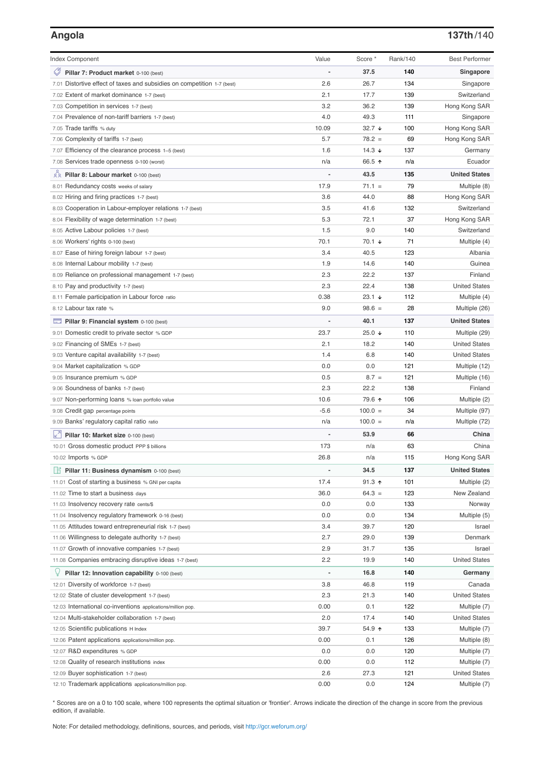## Angola

**137th**/140

| Index Component | Value | Score * | Rank/140 | Best Performer |
|---|---|---|---|---|
| **Pillar 7: Product market** 0-100 (best) | - | **37.5** | **140** | **Singapore** |
| 7.01 Distortive effect of taxes and subsidies on competition 1-7 (best) | 2.6 | 26.7 | 134 | Singapore |
| 7.02 Extent of market dominance 1-7 (best) | 2.1 | 17.7 | 139 | Switzerland |
| 7.03 Competition in services 1-7 (best) | 3.2 | 36.2 | 139 | Hong Kong SAR |
| 7.04 Prevalence of non-tariff barriers 1-7 (best) | 4.0 | 49.3 | 111 | Singapore |
| 7.05 Trade tariffs % duty | 10.09 | 32.7 ↓ | 100 | Hong Kong SAR |
| 7.06 Complexity of tariffs 1-7 (best) | 5.7 | 78.2 = | 69 | Hong Kong SAR |
| 7.07 Efficiency of the clearance process 1–5 (best) | 1.6 | 14.3 ↓ | 137 | Germany |
| 7.08 Services trade openness 0-100 (worst) | n/a | 66.5 ↑ | n/a | Ecuador |
| **Pillar 8: Labour market** 0-100 (best) | - | **43.5** | **135** | **United States** |
| 8.01 Redundancy costs weeks of salary | 17.9 | 71.1 = | 79 | Multiple (8) |
| 8.02 Hiring and firing practices 1-7 (best) | 3.6 | 44.0 | 88 | Hong Kong SAR |
| 8.03 Cooperation in Labour-employer relations 1-7 (best) | 3.5 | 41.6 | 132 | Switzerland |
| 8.04 Flexibility of wage determination 1-7 (best) | 5.3 | 72.1 | 37 | Hong Kong SAR |
| 8.05 Active Labour policies 1-7 (best) | 1.5 | 9.0 | 140 | Switzerland |
| 8.06 Workers' rights 0-100 (best) | 70.1 | 70.1 ↓ | 71 | Multiple (4) |
| 8.07 Ease of hiring foreign labour 1-7 (best) | 3.4 | 40.5 | 123 | Albania |
| 8.08 Internal Labour mobility 1-7 (best) | 1.9 | 14.6 | 140 | Guinea |
| 8.09 Reliance on professional management 1-7 (best) | 2.3 | 22.2 | 137 | Finland |
| 8.10 Pay and productivity 1-7 (best) | 2.3 | 22.4 | 138 | United States |
| 8.11 Female participation in Labour force ratio | 0.38 | 23.1 ↓ | 112 | Multiple (4) |
| 8.12 Labour tax rate % | 9.0 | 98.6 = | 28 | Multiple (26) |
| **Pillar 9: Financial system** 0-100 (best) | - | **40.1** | **137** | **United States** |
| 9.01 Domestic credit to private sector % GDP | 23.7 | 25.0 ↓ | 110 | Multiple (29) |
| 9.02 Financing of SMEs 1-7 (best) | 2.1 | 18.2 | 140 | United States |
| 9.03 Venture capital availability 1-7 (best) | 1.4 | 6.8 | 140 | United States |
| 9.04 Market capitalization % GDP | 0.0 | 0.0 | 121 | Multiple (12) |
| 9.05 Insurance premium % GDP | 0.5 | 8.7 = | 121 | Multiple (16) |
| 9.06 Soundness of banks 1-7 (best) | 2.3 | 22.2 | 138 | Finland |
| 9.07 Non-performing loans % loan portfolio value | 10.6 | 79.6 ↑ | 106 | Multiple (2) |
| 9.08 Credit gap percentage points | -5.6 | 100.0 = | 34 | Multiple (97) |
| 9.09 Banks' regulatory capital ratio ratio | n/a | 100.0 = | n/a | Multiple (72) |
| **Pillar 10: Market size** 0-100 (best) | - | **53.9** | **66** | **China** |
| 10.01 Gross domestic product PPP $ billions | 173 | n/a | 63 | China |
| 10.02 Imports % GDP | 26.8 | n/a | 115 | Hong Kong SAR |
| **Pillar 11: Business dynamism** 0-100 (best) | - | **34.5** | **137** | **United States** |
| 11.01 Cost of starting a business % GNI per capita | 17.4 | 91.3 ↑ | 101 | Multiple (2) |
| 11.02 Time to start a business days | 36.0 | 64.3 = | 123 | New Zealand |
| 11.03 Insolvency recovery rate cents/$ | 0.0 | 0.0 | 133 | Norway |
| 11.04 Insolvency regulatory framework 0-16 (best) | 0.0 | 0.0 | 134 | Multiple (5) |
| 11.05 Attitudes toward entrepreneurial risk 1-7 (best) | 3.4 | 39.7 | 120 | Israel |
| 11.06 Willingness to delegate authority 1-7 (best) | 2.7 | 29.0 | 139 | Denmark |
| 11.07 Growth of innovative companies 1-7 (best) | 2.9 | 31.7 | 135 | Israel |
| 11.08 Companies embracing disruptive ideas 1-7 (best) | 2.2 | 19.9 | 140 | United States |
| **Pillar 12: Innovation capability** 0-100 (best) | - | **16.8** | **140** | **Germany** |
| 12.01 Diversity of workforce 1-7 (best) | 3.8 | 46.8 | 119 | Canada |
| 12.02 State of cluster development 1-7 (best) | 2.3 | 21.3 | 140 | United States |
| 12.03 International co-inventions applications/million pop. | 0.00 | 0.1 | 122 | Multiple (7) |
| 12.04 Multi-stakeholder collaboration 1-7 (best) | 2.0 | 17.4 | 140 | United States |
| 12.05 Scientific publications H Index | 39.7 | 54.9 ↑ | 133 | Multiple (7) |
| 12.06 Patent applications applications/million pop. | 0.00 | 0.1 | 126 | Multiple (8) |
| 12.07 R&D expenditures % GDP | 0.0 | 0.0 | 120 | Multiple (7) |
| 12.08 Quality of research institutions index | 0.00 | 0.0 | 112 | Multiple (7) |
| 12.09 Buyer sophistication 1-7 (best) | 2.6 | 27.3 | 121 | United States |
| 12.10 Trademark applications applications/million pop. | 0.00 | 0.0 | 124 | Multiple (7) |

* Scores are on a 0 to 100 scale, where 100 represents the optimal situation or 'frontier'. Arrows indicate the direction of the change in score from the previous edition, if available.

Note: For detailed methodology, definitions, sources, and periods, visit http://gcr.weforum.org/